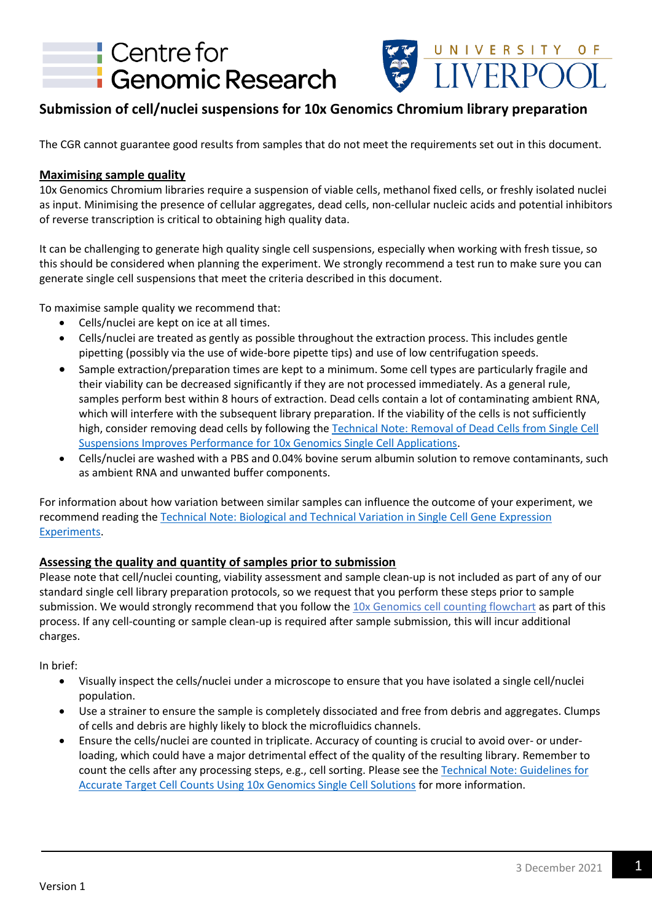# Submission of cell/nuclei suspensions for 10x Genomics Chromium library preparation

The CGR cannot guarantee good results from samples that do not meet the requirements set out in this document.

## Maximising sample quality

10x Genomics Chromium libraries require a suspension of viable cells, methanol fixed cells, or freshly isolated nuclei as input. Minimising the presence of cellular aggregates, dead cells, non-cellular nucleic acids and potential inhibitors of reverse transcription is critical to obtaining high quality data.

It can be challenging to generate high quality single cell suspensions, especially when working with fresh tissue, so this should be considered when planning the experiment. We strongly recommend a test run to make sure you can generate single cell suspensions that meet the criteria described in this document.

To maximise sample quality we recommend that:

- Cells/nuclei are kept on ice at all times.
- Cells/nuclei are treated as gently as possible throughout the extraction process. This includes gentle pipetting (possibly via the use of wide-bore pipette tips) and use of low centrifugation speeds.
- Sample extraction/preparation times are kept to a minimum. Some cell types are particularly fragile and their viability can be decreased significantly if they are not processed immediately. As a general rule, samples perform best within 8 hours of extraction. Dead cells contain a lot of contaminating ambient RNA, which will interfere with the subsequent library preparation. If the viability of the cells is not sufficiently high, consider removing dead cells by following the Technical Note: Removal of Dead Cells from Single Cell Suspensions Improves Performance for 10x Genomics Single Cell Applications.
- Cells/nuclei are washed with a PBS and 0.04% bovine serum albumin solution to remove contaminants, such as ambient RNA and unwanted buffer components.

For information about how variation between similar samples can influence the outcome of your experiment, we recommend reading the Technical Note: Biological and Technical Variation in Single Cell Gene Expression Experiments.

## Assessing the quality and quantity of samples prior to submission

Please note that cell/nuclei counting, viability assessment and sample clean-up is not included as part of any of our standard single cell library preparation protocols, so we request that you perform these steps prior to sample submission. We would strongly recommend that you follow the 10x Genomics cell counting flowchart as part of this process. If any cell-counting or sample clean-up is required after sample submission, this will incur additional charges.

In brief:

- Visually inspect the cells/nuclei under a microscope to ensure that you have isolated a single cell/nuclei population.
- Use a strainer to ensure the sample is completely dissociated and free from debris and aggregates. Clumps of cells and debris are highly likely to block the microfluidics channels.
- Ensure the cells/nuclei are counted in triplicate. Accuracy of counting is crucial to avoid over- or under-loading, which could have a major detrimental effect of the quality of the resulting library. Remember to count the cells after any processing steps, e.g., cell sorting. Please see the Technical Note: Guidelines for Accurate Target Cell Counts Using 10x Genomics Single Cell Solutions for more information.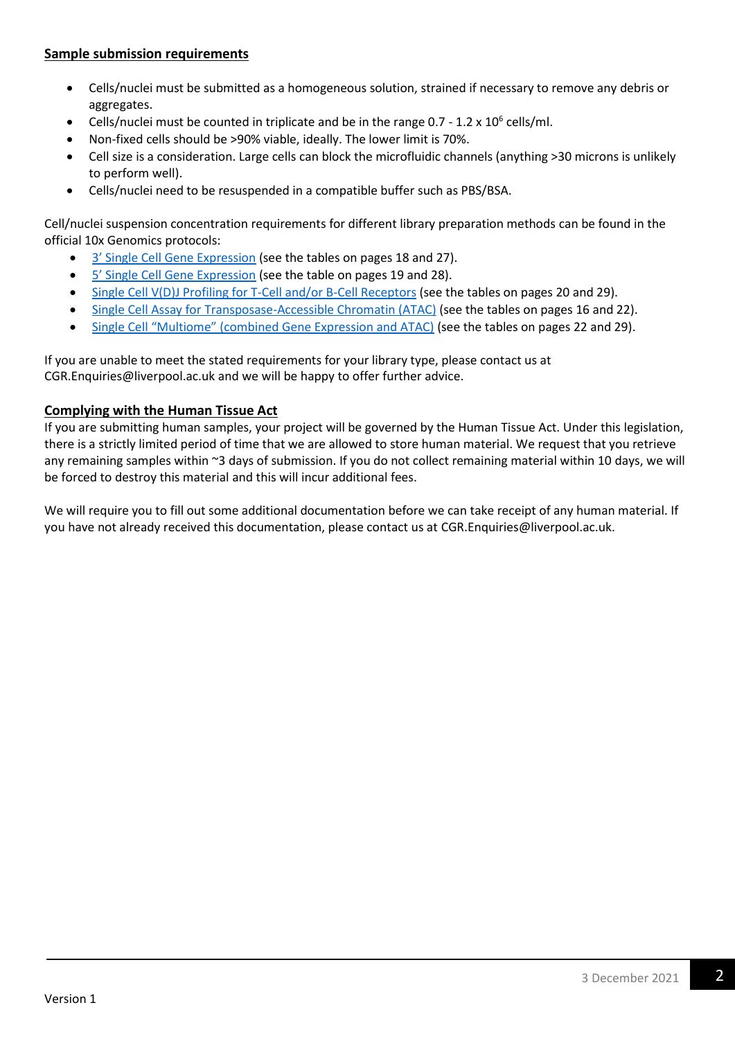**Sample submission requirements**

- Cells/nuclei must be submitted as a homogeneous solution, strained if necessary to remove any debris or aggregates.
- Cells/nuclei must be counted in triplicate and be in the range 0.7 - 1.2 x $10^6$ cells/ml.
- Non-fixed cells should be >90% viable, ideally. The lower limit is 70%.
- Cell size is a consideration. Large cells can block the microfluidic channels (anything >30 microns is unlikely to perform well).
- Cells/nuclei need to be resuspended in a compatible buffer such as PBS/BSA.

Cell/nuclei suspension concentration requirements for different library preparation methods can be found in the official 10x Genomics protocols:

- 3' Single Cell Gene Expression (see the tables on pages 18 and 27).
- 5' Single Cell Gene Expression (see the table on pages 19 and 28).
- Single Cell V(D)J Profiling for T-Cell and/or B-Cell Receptors (see the tables on pages 20 and 29).
- Single Cell Assay for Transposase-Accessible Chromatin (ATAC) (see the tables on pages 16 and 22).
- Single Cell "Multiome" (combined Gene Expression and ATAC) (see the tables on pages 22 and 29).

If you are unable to meet the stated requirements for your library type, please contact us at CGR.Enquiries@liverpool.ac.uk and we will be happy to offer further advice.

**Complying with the Human Tissue Act**

If you are submitting human samples, your project will be governed by the Human Tissue Act. Under this legislation, there is a strictly limited period of time that we are allowed to store human material. We request that you retrieve any remaining samples within ~3 days of submission. If you do not collect remaining material within 10 days, we will be forced to destroy this material and this will incur additional fees.

We will require you to fill out some additional documentation before we can take receipt of any human material. If you have not already received this documentation, please contact us at CGR.Enquiries@liverpool.ac.uk.